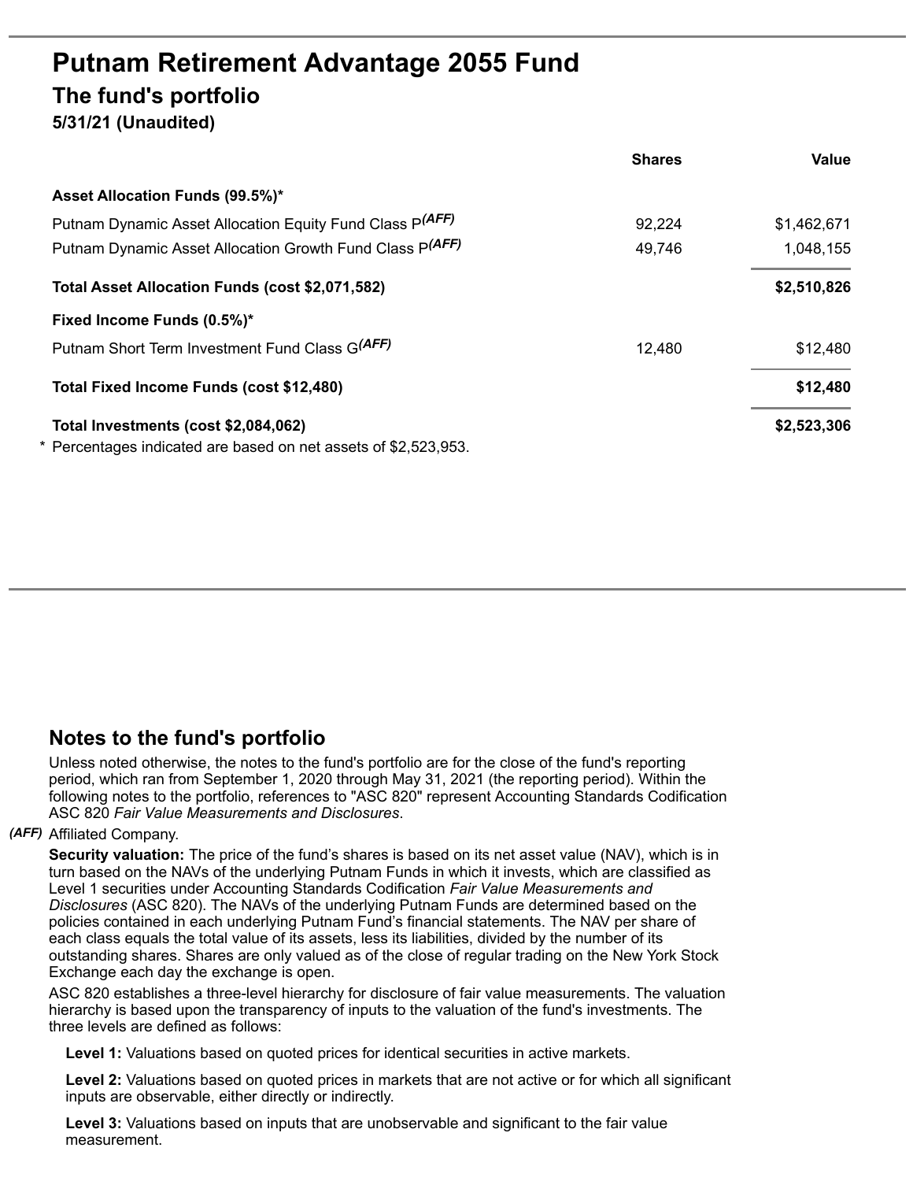# Putnam Retirement Advantage 2055 Fund

## The fund's portfolio

**5/31/21 (Unaudited)**

| | Shares | Value |
|---|---|---|
| **Asset Allocation Funds (99.5%)*** | | |
| Putnam Dynamic Asset Allocation Equity Fund Class P*(AFF)* | 92,224 | $1,462,671 |
| Putnam Dynamic Asset Allocation Growth Fund Class P*(AFF)* | 49,746 | 1,048,155 |
| **Total Asset Allocation Funds (cost $2,071,582)** | | **$2,510,826** |
| **Fixed Income Funds (0.5%)*** | | |
| Putnam Short Term Investment Fund Class G*(AFF)* | 12,480 | $12,480 |
| **Total Fixed Income Funds (cost $12,480)** | | **$12,480** |
| **Total Investments (cost $2,084,062)** | | **$2,523,306** |

\* Percentages indicated are based on net assets of $2,523,953.

## Notes to the fund's portfolio

Unless noted otherwise, the notes to the fund's portfolio are for the close of the fund's reporting period, which ran from September 1, 2020 through May 31, 2021 (the reporting period). Within the following notes to the portfolio, references to "ASC 820" represent Accounting Standards Codification ASC 820 *Fair Value Measurements and Disclosures*.

***(AFF)*** Affiliated Company.

**Security valuation:** The price of the fund's shares is based on its net asset value (NAV), which is in turn based on the NAVs of the underlying Putnam Funds in which it invests, which are classified as Level 1 securities under Accounting Standards Codification *Fair Value Measurements and Disclosures* (ASC 820). The NAVs of the underlying Putnam Funds are determined based on the policies contained in each underlying Putnam Fund's financial statements. The NAV per share of each class equals the total value of its assets, less its liabilities, divided by the number of its outstanding shares. Shares are only valued as of the close of regular trading on the New York Stock Exchange each day the exchange is open.

ASC 820 establishes a three-level hierarchy for disclosure of fair value measurements. The valuation hierarchy is based upon the transparency of inputs to the valuation of the fund's investments. The three levels are defined as follows:

**Level 1:** Valuations based on quoted prices for identical securities in active markets.

**Level 2:** Valuations based on quoted prices in markets that are not active or for which all significant inputs are observable, either directly or indirectly.

**Level 3:** Valuations based on inputs that are unobservable and significant to the fair value measurement.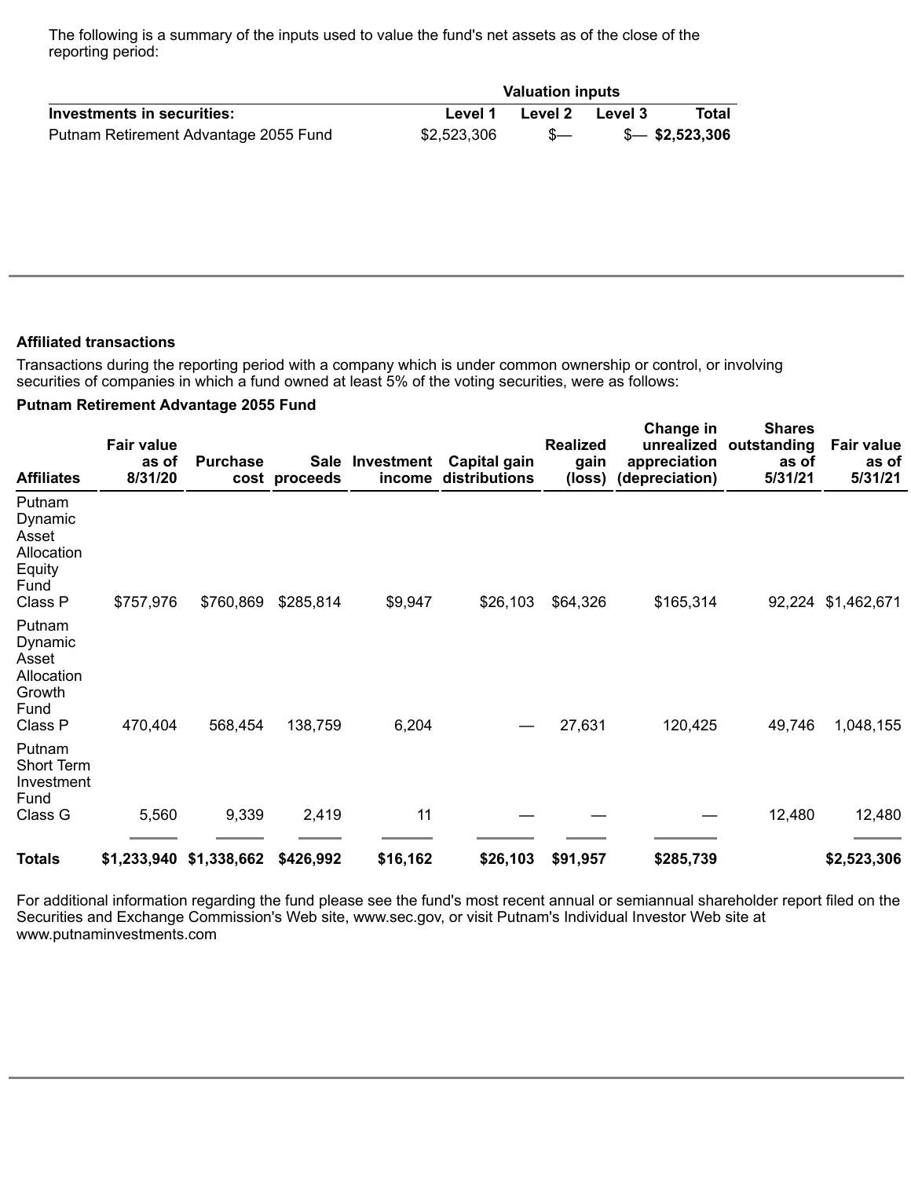The following is a summary of the inputs used to value the fund's net assets as of the close of the reporting period:

| | Valuation inputs | | | |
|---|---|---|---|---|
| **Investments in securities:** | **Level 1** | **Level 2** | **Level 3** | **Total** |
| Putnam Retirement Advantage 2055 Fund | $2,523,306 | $— | $— | **$2,523,306** |

**Affiliated transactions**

Transactions during the reporting period with a company which is under common ownership or control, or involving securities of companies in which a fund owned at least 5% of the voting securities, were as follows:

**Putnam Retirement Advantage 2055 Fund**

| Affiliates | Fair value as of 8/31/20 | Purchase cost | Sale proceeds | Investment income | Capital gain distributions | Realized gain (loss) | Change in unrealized appreciation (depreciation) | Shares outstanding as of 5/31/21 | Fair value as of 5/31/21 |
|---|---|---|---|---|---|---|---|---|---|
| Putnam Dynamic Asset Allocation Equity Fund Class P | $757,976 | $760,869 | $285,814 | $9,947 | $26,103 | $64,326 | $165,314 | 92,224 | $1,462,671 |
| Putnam Dynamic Asset Allocation Growth Fund Class P | 470,404 | 568,454 | 138,759 | 6,204 | — | 27,631 | 120,425 | 49,746 | 1,048,155 |
| Putnam Short Term Investment Fund Class G | 5,560 | 9,339 | 2,419 | 11 | — | — | — | 12,480 | 12,480 |
| **Totals** | **$1,233,940** | **$1,338,662** | **$426,992** | **$16,162** | **$26,103** | **$91,957** | **$285,739** | | **$2,523,306** |

For additional information regarding the fund please see the fund's most recent annual or semiannual shareholder report filed on the Securities and Exchange Commission's Web site, www.sec.gov, or visit Putnam's Individual Investor Web site at www.putnaminvestments.com